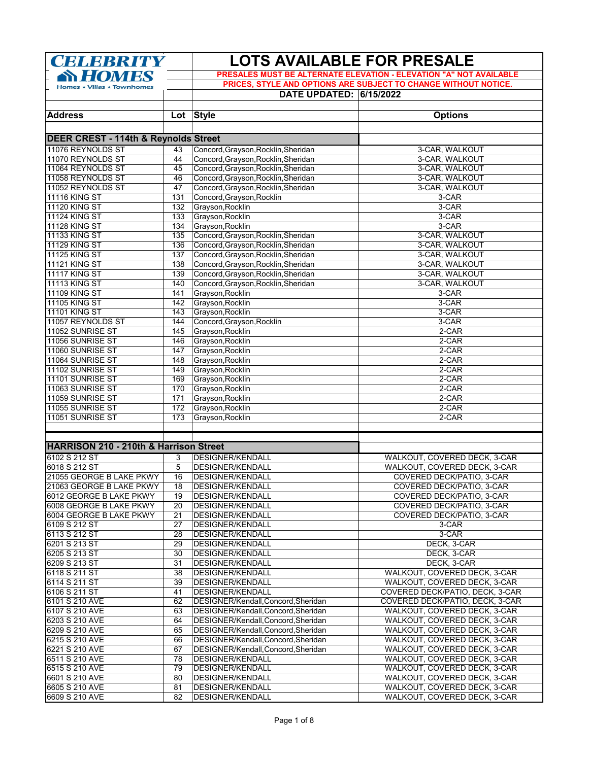**CELEBRITY HOMES**
Homes ⋆ Villas ⋆ Townhomes

# LOTS AVAILABLE FOR PRESALE

**PRESALES MUST BE ALTERNATE ELEVATION - ELEVATION "A" NOT AVAILABLE**
**PRICES, STYLE AND OPTIONS ARE SUBJECT TO CHANGE WITHOUT NOTICE.**

**DATE UPDATED: 6/15/2022**

| Address | Lot | Style | Options |
|---|---|---|---|
| **DEER CREST - 114th & Reynolds Street** | | | |
| 11076 REYNOLDS ST | 43 | Concord,Grayson,Rocklin,Sheridan | 3-CAR, WALKOUT |
| 11070 REYNOLDS ST | 44 | Concord,Grayson,Rocklin,Sheridan | 3-CAR, WALKOUT |
| 11064 REYNOLDS ST | 45 | Concord,Grayson,Rocklin,Sheridan | 3-CAR, WALKOUT |
| 11058 REYNOLDS ST | 46 | Concord,Grayson,Rocklin,Sheridan | 3-CAR, WALKOUT |
| 11052 REYNOLDS ST | 47 | Concord,Grayson,Rocklin,Sheridan | 3-CAR, WALKOUT |
| 11116 KING ST | 131 | Concord,Grayson,Rocklin | 3-CAR |
| 11120 KING ST | 132 | Grayson,Rocklin | 3-CAR |
| 11124 KING ST | 133 | Grayson,Rocklin | 3-CAR |
| 11128 KING ST | 134 | Grayson,Rocklin | 3-CAR |
| 11133 KING ST | 135 | Concord,Grayson,Rocklin,Sheridan | 3-CAR, WALKOUT |
| 11129 KING ST | 136 | Concord,Grayson,Rocklin,Sheridan | 3-CAR, WALKOUT |
| 11125 KING ST | 137 | Concord,Grayson,Rocklin,Sheridan | 3-CAR, WALKOUT |
| 11121 KING ST | 138 | Concord,Grayson,Rocklin,Sheridan | 3-CAR, WALKOUT |
| 11117 KING ST | 139 | Concord,Grayson,Rocklin,Sheridan | 3-CAR, WALKOUT |
| 11113 KING ST | 140 | Concord,Grayson,Rocklin,Sheridan | 3-CAR, WALKOUT |
| 11109 KING ST | 141 | Grayson,Rocklin | 3-CAR |
| 11105 KING ST | 142 | Grayson,Rocklin | 3-CAR |
| 11101 KING ST | 143 | Grayson,Rocklin | 3-CAR |
| 11057 REYNOLDS ST | 144 | Concord,Grayson,Rocklin | 3-CAR |
| 11052 SUNRISE ST | 145 | Grayson,Rocklin | 2-CAR |
| 11056 SUNRISE ST | 146 | Grayson,Rocklin | 2-CAR |
| 11060 SUNRISE ST | 147 | Grayson,Rocklin | 2-CAR |
| 11064 SUNRISE ST | 148 | Grayson,Rocklin | 2-CAR |
| 11102 SUNRISE ST | 149 | Grayson,Rocklin | 2-CAR |
| 11101 SUNRISE ST | 169 | Grayson,Rocklin | 2-CAR |
| 11063 SUNRISE ST | 170 | Grayson,Rocklin | 2-CAR |
| 11059 SUNRISE ST | 171 | Grayson,Rocklin | 2-CAR |
| 11055 SUNRISE ST | 172 | Grayson,Rocklin | 2-CAR |
| 11051 SUNRISE ST | 173 | Grayson,Rocklin | 2-CAR |
| **HARRISON 210 - 210th & Harrison Street** | | | |
| 6102 S 212 ST | 3 | DESIGNER/KENDALL | WALKOUT, COVERED DECK, 3-CAR |
| 6018 S 212 ST | 5 | DESIGNER/KENDALL | WALKOUT, COVERED DECK, 3-CAR |
| 21055 GEORGE B LAKE PKWY | 16 | DESIGNER/KENDALL | COVERED DECK/PATIO, 3-CAR |
| 21063 GEORGE B LAKE PKWY | 18 | DESIGNER/KENDALL | COVERED DECK/PATIO, 3-CAR |
| 6012 GEORGE B LAKE PKWY | 19 | DESIGNER/KENDALL | COVERED DECK/PATIO, 3-CAR |
| 6008 GEORGE B LAKE PKWY | 20 | DESIGNER/KENDALL | COVERED DECK/PATIO, 3-CAR |
| 6004 GEORGE B LAKE PKWY | 21 | DESIGNER/KENDALL | COVERED DECK/PATIO, 3-CAR |
| 6109 S 212 ST | 27 | DESIGNER/KENDALL | 3-CAR |
| 6113 S 212 ST | 28 | DESIGNER/KENDALL | 3-CAR |
| 6201 S 213 ST | 29 | DESIGNER/KENDALL | DECK, 3-CAR |
| 6205 S 213 ST | 30 | DESIGNER/KENDALL | DECK, 3-CAR |
| 6209 S 213 ST | 31 | DESIGNER/KENDALL | DECK, 3-CAR |
| 6118 S 211 ST | 38 | DESIGNER/KENDALL | WALKOUT, COVERED DECK, 3-CAR |
| 6114 S 211 ST | 39 | DESIGNER/KENDALL | WALKOUT, COVERED DECK, 3-CAR |
| 6106 S 211 ST | 41 | DESIGNER/KENDALL | COVERED DECK/PATIO, DECK, 3-CAR |
| 6101 S 210 AVE | 62 | DESIGNER/Kendall,Concord,Sheridan | COVERED DECK/PATIO, DECK, 3-CAR |
| 6107 S 210 AVE | 63 | DESIGNER/Kendall,Concord,Sheridan | WALKOUT, COVERED DECK, 3-CAR |
| 6203 S 210 AVE | 64 | DESIGNER/Kendall,Concord,Sheridan | WALKOUT, COVERED DECK, 3-CAR |
| 6209 S 210 AVE | 65 | DESIGNER/Kendall,Concord,Sheridan | WALKOUT, COVERED DECK, 3-CAR |
| 6215 S 210 AVE | 66 | DESIGNER/Kendall,Concord,Sheridan | WALKOUT, COVERED DECK, 3-CAR |
| 6221 S 210 AVE | 67 | DESIGNER/Kendall,Concord,Sheridan | WALKOUT, COVERED DECK, 3-CAR |
| 6511 S 210 AVE | 78 | DESIGNER/KENDALL | WALKOUT, COVERED DECK, 3-CAR |
| 6515 S 210 AVE | 79 | DESIGNER/KENDALL | WALKOUT, COVERED DECK, 3-CAR |
| 6601 S 210 AVE | 80 | DESIGNER/KENDALL | WALKOUT, COVERED DECK, 3-CAR |
| 6605 S 210 AVE | 81 | DESIGNER/KENDALL | WALKOUT, COVERED DECK, 3-CAR |
| 6609 S 210 AVE | 82 | DESIGNER/KENDALL | WALKOUT, COVERED DECK, 3-CAR |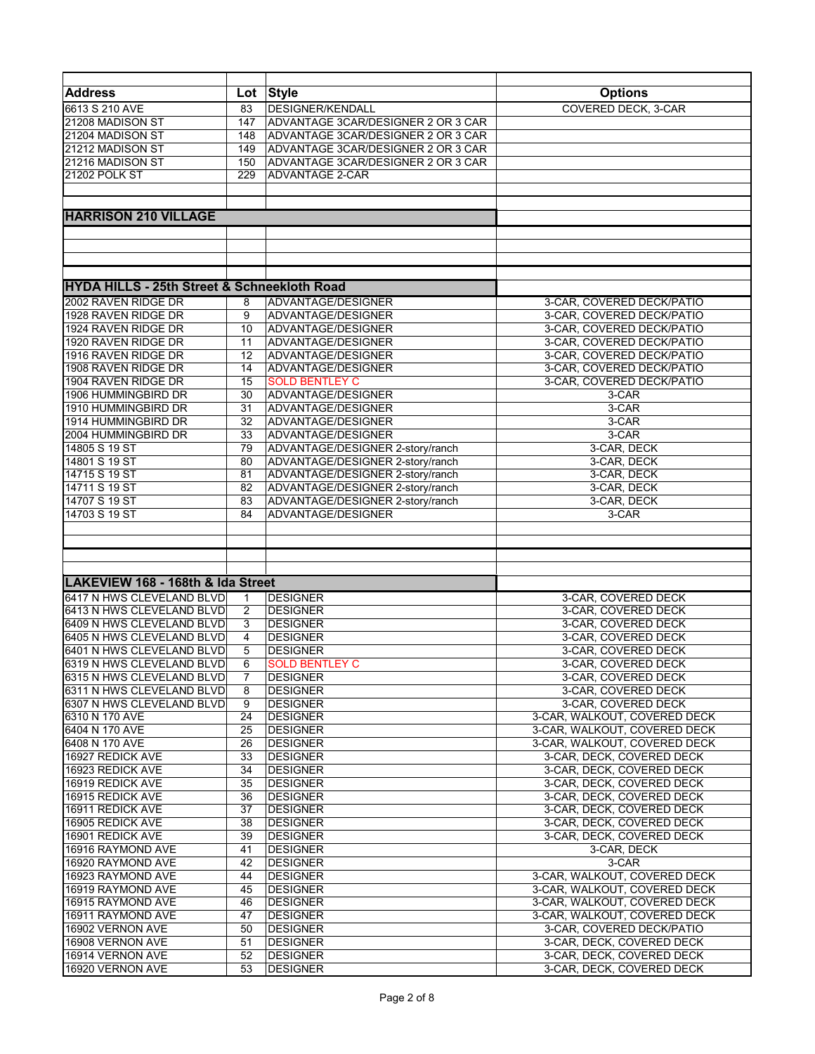| Address | Lot | Style | Options |
|---|---|---|---|
| 6613 S 210 AVE | 83 | DESIGNER/KENDALL | COVERED DECK, 3-CAR |
| 21208 MADISON ST | 147 | ADVANTAGE 3CAR/DESIGNER 2 OR 3 CAR | |
| 21204 MADISON ST | 148 | ADVANTAGE 3CAR/DESIGNER 2 OR 3 CAR | |
| 21212 MADISON ST | 149 | ADVANTAGE 3CAR/DESIGNER 2 OR 3 CAR | |
| 21216 MADISON ST | 150 | ADVANTAGE 3CAR/DESIGNER 2 OR 3 CAR | |
| 21202 POLK ST | 229 | ADVANTAGE 2-CAR | |
| | | | |
| **HARRISON 210 VILLAGE** | | | |
| | | | |
| | | | |
| | | | |
| **HYDA HILLS - 25th Street & Schneekloth Road** | | | |
| 2002 RAVEN RIDGE DR | 8 | ADVANTAGE/DESIGNER | 3-CAR, COVERED DECK/PATIO |
| 1928 RAVEN RIDGE DR | 9 | ADVANTAGE/DESIGNER | 3-CAR, COVERED DECK/PATIO |
| 1924 RAVEN RIDGE DR | 10 | ADVANTAGE/DESIGNER | 3-CAR, COVERED DECK/PATIO |
| 1920 RAVEN RIDGE DR | 11 | ADVANTAGE/DESIGNER | 3-CAR, COVERED DECK/PATIO |
| 1916 RAVEN RIDGE DR | 12 | ADVANTAGE/DESIGNER | 3-CAR, COVERED DECK/PATIO |
| 1908 RAVEN RIDGE DR | 14 | ADVANTAGE/DESIGNER | 3-CAR, COVERED DECK/PATIO |
| 1904 RAVEN RIDGE DR | 15 | SOLD BENTLEY C | 3-CAR, COVERED DECK/PATIO |
| 1906 HUMMINGBIRD DR | 30 | ADVANTAGE/DESIGNER | 3-CAR |
| 1910 HUMMINGBIRD DR | 31 | ADVANTAGE/DESIGNER | 3-CAR |
| 1914 HUMMINGBIRD DR | 32 | ADVANTAGE/DESIGNER | 3-CAR |
| 2004 HUMMINGBIRD DR | 33 | ADVANTAGE/DESIGNER | 3-CAR |
| 14805 S 19 ST | 79 | ADVANTAGE/DESIGNER 2-story/ranch | 3-CAR, DECK |
| 14801 S 19 ST | 80 | ADVANTAGE/DESIGNER 2-story/ranch | 3-CAR, DECK |
| 14715 S 19 ST | 81 | ADVANTAGE/DESIGNER 2-story/ranch | 3-CAR, DECK |
| 14711 S 19 ST | 82 | ADVANTAGE/DESIGNER 2-story/ranch | 3-CAR, DECK |
| 14707 S 19 ST | 83 | ADVANTAGE/DESIGNER 2-story/ranch | 3-CAR, DECK |
| 14703 S 19 ST | 84 | ADVANTAGE/DESIGNER | 3-CAR |
| | | | |
| | | | |
| | | | |
| | | | |
| **LAKEVIEW 168 - 168th & Ida Street** | | | |
| 6417 N HWS CLEVELAND BLVD | 1 | DESIGNER | 3-CAR, COVERED DECK |
| 6413 N HWS CLEVELAND BLVD | 2 | DESIGNER | 3-CAR, COVERED DECK |
| 6409 N HWS CLEVELAND BLVD | 3 | DESIGNER | 3-CAR, COVERED DECK |
| 6405 N HWS CLEVELAND BLVD | 4 | DESIGNER | 3-CAR, COVERED DECK |
| 6401 N HWS CLEVELAND BLVD | 5 | DESIGNER | 3-CAR, COVERED DECK |
| 6319 N HWS CLEVELAND BLVD | 6 | SOLD BENTLEY C | 3-CAR, COVERED DECK |
| 6315 N HWS CLEVELAND BLVD | 7 | DESIGNER | 3-CAR, COVERED DECK |
| 6311 N HWS CLEVELAND BLVD | 8 | DESIGNER | 3-CAR, COVERED DECK |
| 6307 N HWS CLEVELAND BLVD | 9 | DESIGNER | 3-CAR, COVERED DECK |
| 6310 N 170 AVE | 24 | DESIGNER | 3-CAR, WALKOUT, COVERED DECK |
| 6404 N 170 AVE | 25 | DESIGNER | 3-CAR, WALKOUT, COVERED DECK |
| 6408 N 170 AVE | 26 | DESIGNER | 3-CAR, WALKOUT, COVERED DECK |
| 16927 REDICK AVE | 33 | DESIGNER | 3-CAR, DECK, COVERED DECK |
| 16923 REDICK AVE | 34 | DESIGNER | 3-CAR, DECK, COVERED DECK |
| 16919 REDICK AVE | 35 | DESIGNER | 3-CAR, DECK, COVERED DECK |
| 16915 REDICK AVE | 36 | DESIGNER | 3-CAR, DECK, COVERED DECK |
| 16911 REDICK AVE | 37 | DESIGNER | 3-CAR, DECK, COVERED DECK |
| 16905 REDICK AVE | 38 | DESIGNER | 3-CAR, DECK, COVERED DECK |
| 16901 REDICK AVE | 39 | DESIGNER | 3-CAR, DECK, COVERED DECK |
| 16916 RAYMOND AVE | 41 | DESIGNER | 3-CAR, DECK |
| 16920 RAYMOND AVE | 42 | DESIGNER | 3-CAR |
| 16923 RAYMOND AVE | 44 | DESIGNER | 3-CAR, WALKOUT, COVERED DECK |
| 16919 RAYMOND AVE | 45 | DESIGNER | 3-CAR, WALKOUT, COVERED DECK |
| 16915 RAYMOND AVE | 46 | DESIGNER | 3-CAR, WALKOUT, COVERED DECK |
| 16911 RAYMOND AVE | 47 | DESIGNER | 3-CAR, WALKOUT, COVERED DECK |
| 16902 VERNON AVE | 50 | DESIGNER | 3-CAR, COVERED DECK/PATIO |
| 16908 VERNON AVE | 51 | DESIGNER | 3-CAR, DECK, COVERED DECK |
| 16914 VERNON AVE | 52 | DESIGNER | 3-CAR, DECK, COVERED DECK |
| 16920 VERNON AVE | 53 | DESIGNER | 3-CAR, DECK, COVERED DECK |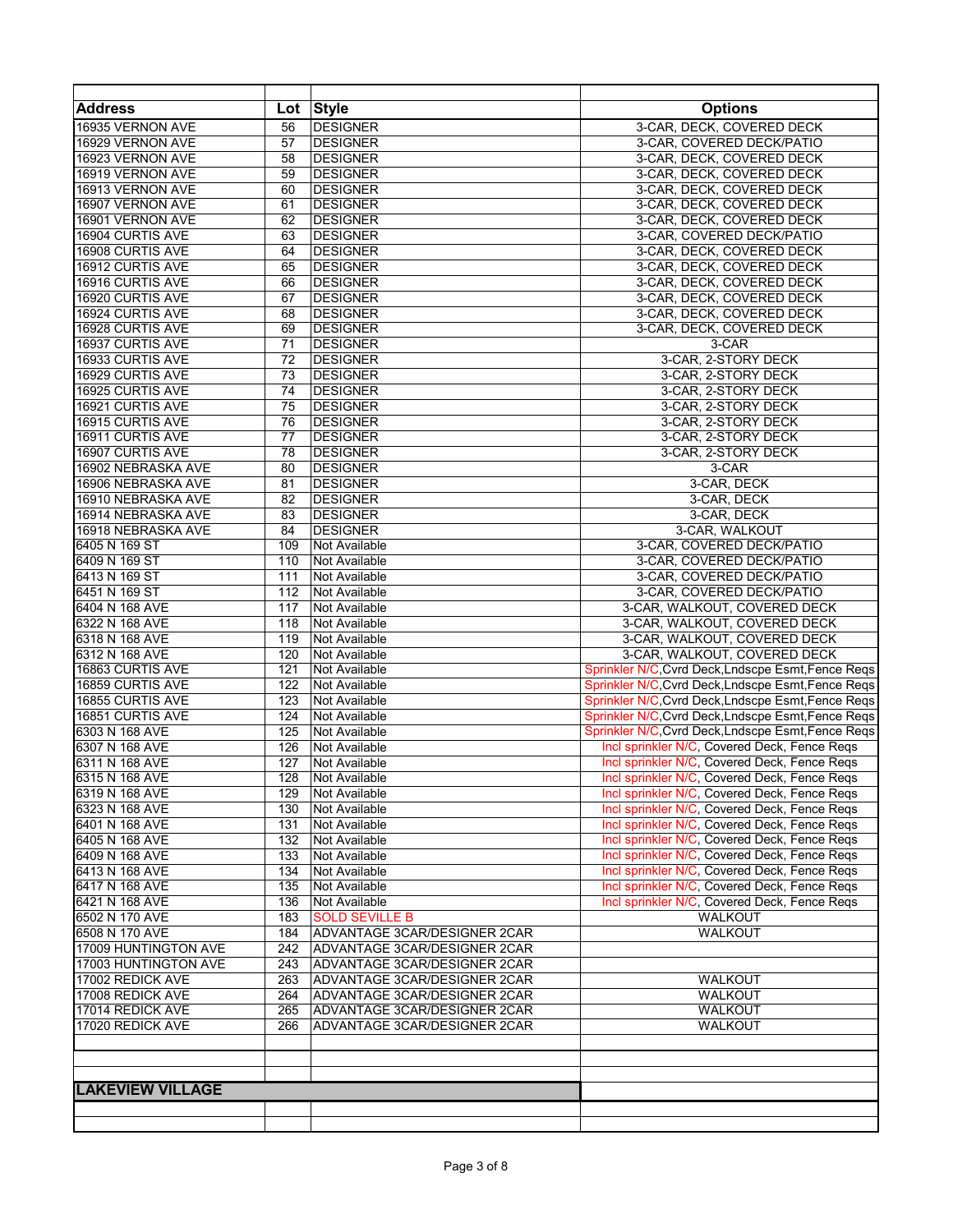| Address | Lot | Style | Options |
|---|---|---|---|
| 16935 VERNON AVE | 56 | DESIGNER | 3-CAR, DECK, COVERED DECK |
| 16929 VERNON AVE | 57 | DESIGNER | 3-CAR, COVERED DECK/PATIO |
| 16923 VERNON AVE | 58 | DESIGNER | 3-CAR, DECK, COVERED DECK |
| 16919 VERNON AVE | 59 | DESIGNER | 3-CAR, DECK, COVERED DECK |
| 16913 VERNON AVE | 60 | DESIGNER | 3-CAR, DECK, COVERED DECK |
| 16907 VERNON AVE | 61 | DESIGNER | 3-CAR, DECK, COVERED DECK |
| 16901 VERNON AVE | 62 | DESIGNER | 3-CAR, DECK, COVERED DECK |
| 16904 CURTIS AVE | 63 | DESIGNER | 3-CAR, COVERED DECK/PATIO |
| 16908 CURTIS AVE | 64 | DESIGNER | 3-CAR, DECK, COVERED DECK |
| 16912 CURTIS AVE | 65 | DESIGNER | 3-CAR, DECK, COVERED DECK |
| 16916 CURTIS AVE | 66 | DESIGNER | 3-CAR, DECK, COVERED DECK |
| 16920 CURTIS AVE | 67 | DESIGNER | 3-CAR, DECK, COVERED DECK |
| 16924 CURTIS AVE | 68 | DESIGNER | 3-CAR, DECK, COVERED DECK |
| 16928 CURTIS AVE | 69 | DESIGNER | 3-CAR, DECK, COVERED DECK |
| 16937 CURTIS AVE | 71 | DESIGNER | 3-CAR |
| 16933 CURTIS AVE | 72 | DESIGNER | 3-CAR, 2-STORY DECK |
| 16929 CURTIS AVE | 73 | DESIGNER | 3-CAR, 2-STORY DECK |
| 16925 CURTIS AVE | 74 | DESIGNER | 3-CAR, 2-STORY DECK |
| 16921 CURTIS AVE | 75 | DESIGNER | 3-CAR, 2-STORY DECK |
| 16915 CURTIS AVE | 76 | DESIGNER | 3-CAR, 2-STORY DECK |
| 16911 CURTIS AVE | 77 | DESIGNER | 3-CAR, 2-STORY DECK |
| 16907 CURTIS AVE | 78 | DESIGNER | 3-CAR, 2-STORY DECK |
| 16902 NEBRASKA AVE | 80 | DESIGNER | 3-CAR |
| 16906 NEBRASKA AVE | 81 | DESIGNER | 3-CAR, DECK |
| 16910 NEBRASKA AVE | 82 | DESIGNER | 3-CAR, DECK |
| 16914 NEBRASKA AVE | 83 | DESIGNER | 3-CAR, DECK |
| 16918 NEBRASKA AVE | 84 | DESIGNER | 3-CAR, WALKOUT |
| 6405 N 169 ST | 109 | Not Available | 3-CAR, COVERED DECK/PATIO |
| 6409 N 169 ST | 110 | Not Available | 3-CAR, COVERED DECK/PATIO |
| 6413 N 169 ST | 111 | Not Available | 3-CAR, COVERED DECK/PATIO |
| 6451 N 169 ST | 112 | Not Available | 3-CAR, COVERED DECK/PATIO |
| 6404 N 168 AVE | 117 | Not Available | 3-CAR, WALKOUT, COVERED DECK |
| 6322 N 168 AVE | 118 | Not Available | 3-CAR, WALKOUT, COVERED DECK |
| 6318 N 168 AVE | 119 | Not Available | 3-CAR, WALKOUT, COVERED DECK |
| 6312 N 168 AVE | 120 | Not Available | 3-CAR, WALKOUT, COVERED DECK |
| 16863 CURTIS AVE | 121 | Not Available | Sprinkler N/C,Cvrd Deck,Lndscpe Esmt,Fence Reqs |
| 16859 CURTIS AVE | 122 | Not Available | Sprinkler N/C,Cvrd Deck,Lndscpe Esmt,Fence Reqs |
| 16855 CURTIS AVE | 123 | Not Available | Sprinkler N/C,Cvrd Deck,Lndscpe Esmt,Fence Reqs |
| 16851 CURTIS AVE | 124 | Not Available | Sprinkler N/C,Cvrd Deck,Lndscpe Esmt,Fence Reqs |
| 6303 N 168 AVE | 125 | Not Available | Sprinkler N/C,Cvrd Deck,Lndscpe Esmt,Fence Reqs |
| 6307 N 168 AVE | 126 | Not Available | Incl sprinkler N/C, Covered Deck, Fence Reqs |
| 6311 N 168 AVE | 127 | Not Available | Incl sprinkler N/C, Covered Deck, Fence Reqs |
| 6315 N 168 AVE | 128 | Not Available | Incl sprinkler N/C, Covered Deck, Fence Reqs |
| 6319 N 168 AVE | 129 | Not Available | Incl sprinkler N/C, Covered Deck, Fence Reqs |
| 6323 N 168 AVE | 130 | Not Available | Incl sprinkler N/C, Covered Deck, Fence Reqs |
| 6401 N 168 AVE | 131 | Not Available | Incl sprinkler N/C, Covered Deck, Fence Reqs |
| 6405 N 168 AVE | 132 | Not Available | Incl sprinkler N/C, Covered Deck, Fence Reqs |
| 6409 N 168 AVE | 133 | Not Available | Incl sprinkler N/C, Covered Deck, Fence Reqs |
| 6413 N 168 AVE | 134 | Not Available | Incl sprinkler N/C, Covered Deck, Fence Reqs |
| 6417 N 168 AVE | 135 | Not Available | Incl sprinkler N/C, Covered Deck, Fence Reqs |
| 6421 N 168 AVE | 136 | Not Available | Incl sprinkler N/C, Covered Deck, Fence Reqs |
| 6502 N 170 AVE | 183 | SOLD SEVILLE B | WALKOUT |
| 6508 N 170 AVE | 184 | ADVANTAGE 3CAR/DESIGNER 2CAR | WALKOUT |
| 17009 HUNTINGTON AVE | 242 | ADVANTAGE 3CAR/DESIGNER 2CAR | |
| 17003 HUNTINGTON AVE | 243 | ADVANTAGE 3CAR/DESIGNER 2CAR | |
| 17002 REDICK AVE | 263 | ADVANTAGE 3CAR/DESIGNER 2CAR | WALKOUT |
| 17008 REDICK AVE | 264 | ADVANTAGE 3CAR/DESIGNER 2CAR | WALKOUT |
| 17014 REDICK AVE | 265 | ADVANTAGE 3CAR/DESIGNER 2CAR | WALKOUT |
| 17020 REDICK AVE | 266 | ADVANTAGE 3CAR/DESIGNER 2CAR | WALKOUT |
| | | | |
| | | | |
| **LAKEVIEW VILLAGE** | | | |
| | | | |
| | | | |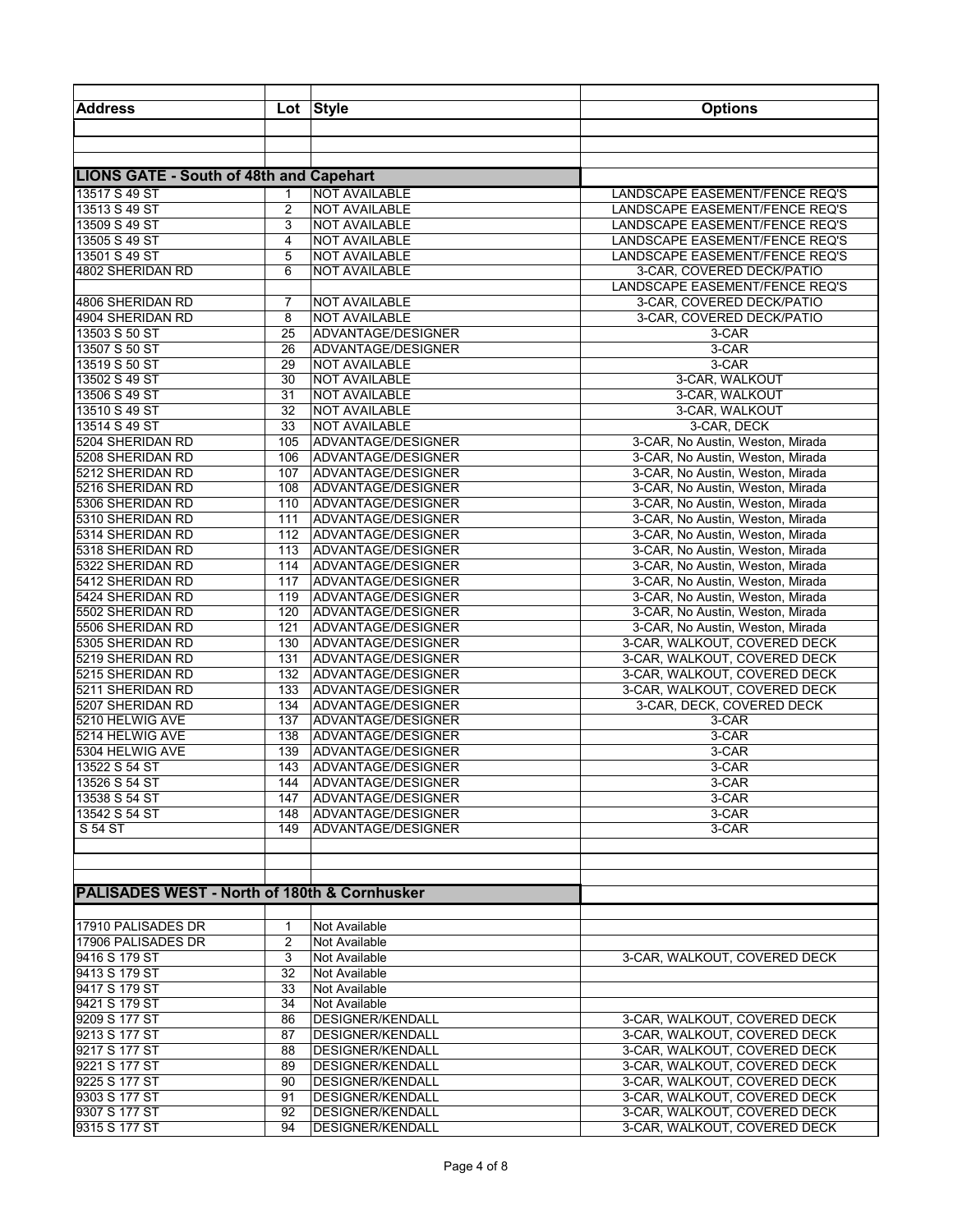| Address | Lot | Style | Options |
|---|---|---|---|
| | | | |
| | | | |
| | | | |
| **LIONS GATE - South of 48th and Capehart** | | | |
| 13517 S 49 ST | 1 | NOT AVAILABLE | LANDSCAPE EASEMENT/FENCE REQ'S |
| 13513 S 49 ST | 2 | NOT AVAILABLE | LANDSCAPE EASEMENT/FENCE REQ'S |
| 13509 S 49 ST | 3 | NOT AVAILABLE | LANDSCAPE EASEMENT/FENCE REQ'S |
| 13505 S 49 ST | 4 | NOT AVAILABLE | LANDSCAPE EASEMENT/FENCE REQ'S |
| 13501 S 49 ST | 5 | NOT AVAILABLE | LANDSCAPE EASEMENT/FENCE REQ'S |
| 4802 SHERIDAN RD | 6 | NOT AVAILABLE | 3-CAR, COVERED DECK/PATIO |
| | | | LANDSCAPE EASEMENT/FENCE REQ'S |
| 4806 SHERIDAN RD | 7 | NOT AVAILABLE | 3-CAR, COVERED DECK/PATIO |
| 4904 SHERIDAN RD | 8 | NOT AVAILABLE | 3-CAR, COVERED DECK/PATIO |
| 13503 S 50 ST | 25 | ADVANTAGE/DESIGNER | 3-CAR |
| 13507 S 50 ST | 26 | ADVANTAGE/DESIGNER | 3-CAR |
| 13519 S 50 ST | 29 | NOT AVAILABLE | 3-CAR |
| 13502 S 49 ST | 30 | NOT AVAILABLE | 3-CAR, WALKOUT |
| 13506 S 49 ST | 31 | NOT AVAILABLE | 3-CAR, WALKOUT |
| 13510 S 49 ST | 32 | NOT AVAILABLE | 3-CAR, WALKOUT |
| 13514 S 49 ST | 33 | NOT AVAILABLE | 3-CAR, DECK |
| 5204 SHERIDAN RD | 105 | ADVANTAGE/DESIGNER | 3-CAR, No Austin, Weston, Mirada |
| 5208 SHERIDAN RD | 106 | ADVANTAGE/DESIGNER | 3-CAR, No Austin, Weston, Mirada |
| 5212 SHERIDAN RD | 107 | ADVANTAGE/DESIGNER | 3-CAR, No Austin, Weston, Mirada |
| 5216 SHERIDAN RD | 108 | ADVANTAGE/DESIGNER | 3-CAR, No Austin, Weston, Mirada |
| 5306 SHERIDAN RD | 110 | ADVANTAGE/DESIGNER | 3-CAR, No Austin, Weston, Mirada |
| 5310 SHERIDAN RD | 111 | ADVANTAGE/DESIGNER | 3-CAR, No Austin, Weston, Mirada |
| 5314 SHERIDAN RD | 112 | ADVANTAGE/DESIGNER | 3-CAR, No Austin, Weston, Mirada |
| 5318 SHERIDAN RD | 113 | ADVANTAGE/DESIGNER | 3-CAR, No Austin, Weston, Mirada |
| 5322 SHERIDAN RD | 114 | ADVANTAGE/DESIGNER | 3-CAR, No Austin, Weston, Mirada |
| 5412 SHERIDAN RD | 117 | ADVANTAGE/DESIGNER | 3-CAR, No Austin, Weston, Mirada |
| 5424 SHERIDAN RD | 119 | ADVANTAGE/DESIGNER | 3-CAR, No Austin, Weston, Mirada |
| 5502 SHERIDAN RD | 120 | ADVANTAGE/DESIGNER | 3-CAR, No Austin, Weston, Mirada |
| 5506 SHERIDAN RD | 121 | ADVANTAGE/DESIGNER | 3-CAR, No Austin, Weston, Mirada |
| 5305 SHERIDAN RD | 130 | ADVANTAGE/DESIGNER | 3-CAR, WALKOUT, COVERED DECK |
| 5219 SHERIDAN RD | 131 | ADVANTAGE/DESIGNER | 3-CAR, WALKOUT, COVERED DECK |
| 5215 SHERIDAN RD | 132 | ADVANTAGE/DESIGNER | 3-CAR, WALKOUT, COVERED DECK |
| 5211 SHERIDAN RD | 133 | ADVANTAGE/DESIGNER | 3-CAR, WALKOUT, COVERED DECK |
| 5207 SHERIDAN RD | 134 | ADVANTAGE/DESIGNER | 3-CAR, DECK, COVERED DECK |
| 5210 HELWIG AVE | 137 | ADVANTAGE/DESIGNER | 3-CAR |
| 5214 HELWIG AVE | 138 | ADVANTAGE/DESIGNER | 3-CAR |
| 5304 HELWIG AVE | 139 | ADVANTAGE/DESIGNER | 3-CAR |
| 13522 S 54 ST | 143 | ADVANTAGE/DESIGNER | 3-CAR |
| 13526 S 54 ST | 144 | ADVANTAGE/DESIGNER | 3-CAR |
| 13538 S 54 ST | 147 | ADVANTAGE/DESIGNER | 3-CAR |
| 13542 S 54 ST | 148 | ADVANTAGE/DESIGNER | 3-CAR |
| S 54 ST | 149 | ADVANTAGE/DESIGNER | 3-CAR |
| | | | |
| | | | |
| | | | |
| **PALISADES WEST - North of 180th & Cornhusker** | | | |
| | | | |
| 17910 PALISADES DR | 1 | Not Available | |
| 17906 PALISADES DR | 2 | Not Available | |
| 9416 S 179 ST | 3 | Not Available | 3-CAR, WALKOUT, COVERED DECK |
| 9413 S 179 ST | 32 | Not Available | |
| 9417 S 179 ST | 33 | Not Available | |
| 9421 S 179 ST | 34 | Not Available | |
| 9209 S 177 ST | 86 | DESIGNER/KENDALL | 3-CAR, WALKOUT, COVERED DECK |
| 9213 S 177 ST | 87 | DESIGNER/KENDALL | 3-CAR, WALKOUT, COVERED DECK |
| 9217 S 177 ST | 88 | DESIGNER/KENDALL | 3-CAR, WALKOUT, COVERED DECK |
| 9221 S 177 ST | 89 | DESIGNER/KENDALL | 3-CAR, WALKOUT, COVERED DECK |
| 9225 S 177 ST | 90 | DESIGNER/KENDALL | 3-CAR, WALKOUT, COVERED DECK |
| 9303 S 177 ST | 91 | DESIGNER/KENDALL | 3-CAR, WALKOUT, COVERED DECK |
| 9307 S 177 ST | 92 | DESIGNER/KENDALL | 3-CAR, WALKOUT, COVERED DECK |
| 9315 S 177 ST | 94 | DESIGNER/KENDALL | 3-CAR, WALKOUT, COVERED DECK |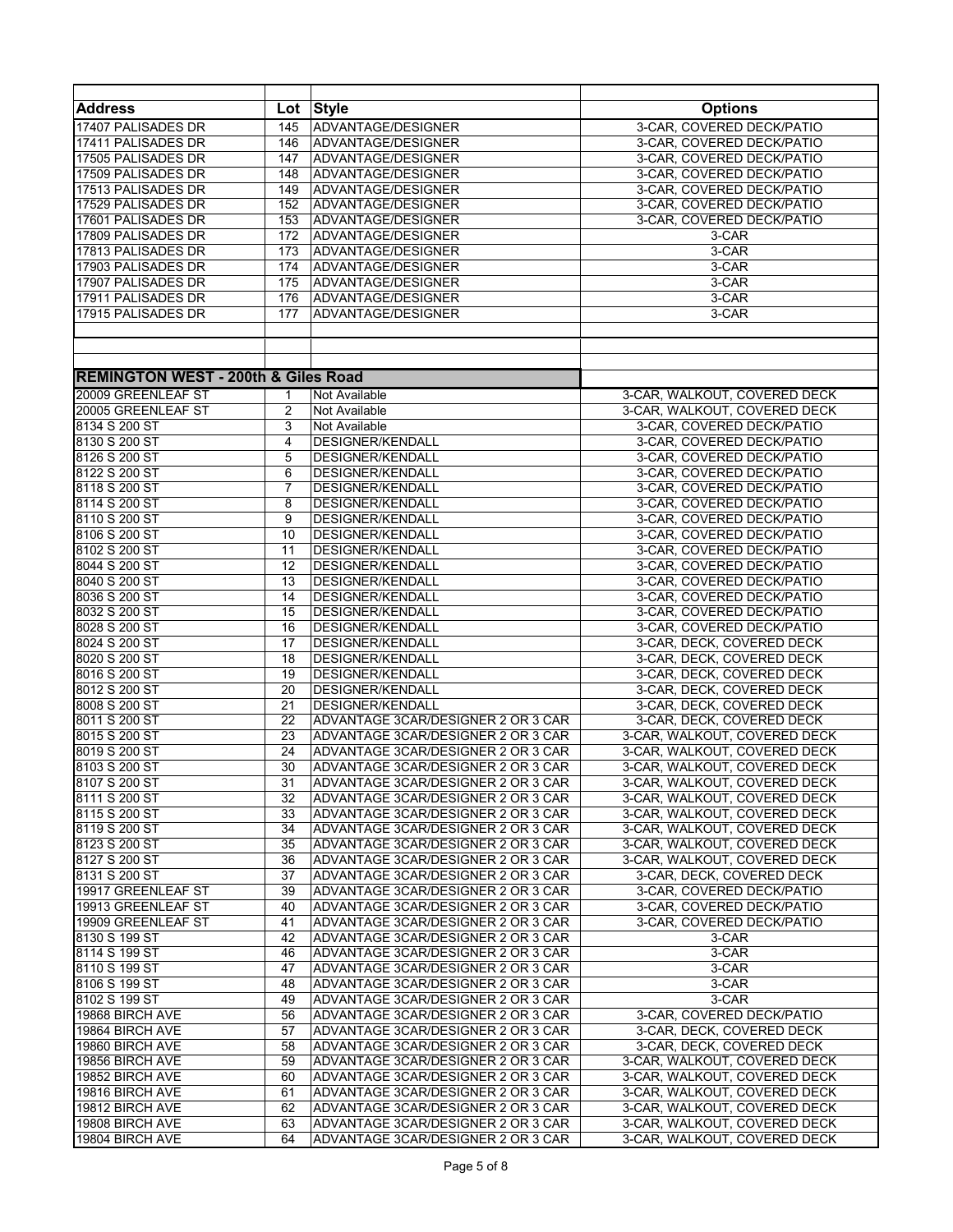| Address | Lot | Style | Options |
|---|---|---|---|
| 17407 PALISADES DR | 145 | ADVANTAGE/DESIGNER | 3-CAR, COVERED DECK/PATIO |
| 17411 PALISADES DR | 146 | ADVANTAGE/DESIGNER | 3-CAR, COVERED DECK/PATIO |
| 17505 PALISADES DR | 147 | ADVANTAGE/DESIGNER | 3-CAR, COVERED DECK/PATIO |
| 17509 PALISADES DR | 148 | ADVANTAGE/DESIGNER | 3-CAR, COVERED DECK/PATIO |
| 17513 PALISADES DR | 149 | ADVANTAGE/DESIGNER | 3-CAR, COVERED DECK/PATIO |
| 17529 PALISADES DR | 152 | ADVANTAGE/DESIGNER | 3-CAR, COVERED DECK/PATIO |
| 17601 PALISADES DR | 153 | ADVANTAGE/DESIGNER | 3-CAR, COVERED DECK/PATIO |
| 17809 PALISADES DR | 172 | ADVANTAGE/DESIGNER | 3-CAR |
| 17813 PALISADES DR | 173 | ADVANTAGE/DESIGNER | 3-CAR |
| 17903 PALISADES DR | 174 | ADVANTAGE/DESIGNER | 3-CAR |
| 17907 PALISADES DR | 175 | ADVANTAGE/DESIGNER | 3-CAR |
| 17911 PALISADES DR | 176 | ADVANTAGE/DESIGNER | 3-CAR |
| 17915 PALISADES DR | 177 | ADVANTAGE/DESIGNER | 3-CAR |
| | | | |
| | | | |
| **REMINGTON WEST - 200th & Giles Road** | | | |
| 20009 GREENLEAF ST | 1 | Not Available | 3-CAR, WALKOUT, COVERED DECK |
| 20005 GREENLEAF ST | 2 | Not Available | 3-CAR, WALKOUT, COVERED DECK |
| 8134 S 200 ST | 3 | Not Available | 3-CAR, COVERED DECK/PATIO |
| 8130 S 200 ST | 4 | DESIGNER/KENDALL | 3-CAR, COVERED DECK/PATIO |
| 8126 S 200 ST | 5 | DESIGNER/KENDALL | 3-CAR, COVERED DECK/PATIO |
| 8122 S 200 ST | 6 | DESIGNER/KENDALL | 3-CAR, COVERED DECK/PATIO |
| 8118 S 200 ST | 7 | DESIGNER/KENDALL | 3-CAR, COVERED DECK/PATIO |
| 8114 S 200 ST | 8 | DESIGNER/KENDALL | 3-CAR, COVERED DECK/PATIO |
| 8110 S 200 ST | 9 | DESIGNER/KENDALL | 3-CAR, COVERED DECK/PATIO |
| 8106 S 200 ST | 10 | DESIGNER/KENDALL | 3-CAR, COVERED DECK/PATIO |
| 8102 S 200 ST | 11 | DESIGNER/KENDALL | 3-CAR, COVERED DECK/PATIO |
| 8044 S 200 ST | 12 | DESIGNER/KENDALL | 3-CAR, COVERED DECK/PATIO |
| 8040 S 200 ST | 13 | DESIGNER/KENDALL | 3-CAR, COVERED DECK/PATIO |
| 8036 S 200 ST | 14 | DESIGNER/KENDALL | 3-CAR, COVERED DECK/PATIO |
| 8032 S 200 ST | 15 | DESIGNER/KENDALL | 3-CAR, COVERED DECK/PATIO |
| 8028 S 200 ST | 16 | DESIGNER/KENDALL | 3-CAR, COVERED DECK/PATIO |
| 8024 S 200 ST | 17 | DESIGNER/KENDALL | 3-CAR, DECK, COVERED DECK |
| 8020 S 200 ST | 18 | DESIGNER/KENDALL | 3-CAR, DECK, COVERED DECK |
| 8016 S 200 ST | 19 | DESIGNER/KENDALL | 3-CAR, DECK, COVERED DECK |
| 8012 S 200 ST | 20 | DESIGNER/KENDALL | 3-CAR, DECK, COVERED DECK |
| 8008 S 200 ST | 21 | DESIGNER/KENDALL | 3-CAR, DECK, COVERED DECK |
| 8011 S 200 ST | 22 | ADVANTAGE 3CAR/DESIGNER 2 OR 3 CAR | 3-CAR, DECK, COVERED DECK |
| 8015 S 200 ST | 23 | ADVANTAGE 3CAR/DESIGNER 2 OR 3 CAR | 3-CAR, WALKOUT, COVERED DECK |
| 8019 S 200 ST | 24 | ADVANTAGE 3CAR/DESIGNER 2 OR 3 CAR | 3-CAR, WALKOUT, COVERED DECK |
| 8103 S 200 ST | 30 | ADVANTAGE 3CAR/DESIGNER 2 OR 3 CAR | 3-CAR, WALKOUT, COVERED DECK |
| 8107 S 200 ST | 31 | ADVANTAGE 3CAR/DESIGNER 2 OR 3 CAR | 3-CAR, WALKOUT, COVERED DECK |
| 8111 S 200 ST | 32 | ADVANTAGE 3CAR/DESIGNER 2 OR 3 CAR | 3-CAR, WALKOUT, COVERED DECK |
| 8115 S 200 ST | 33 | ADVANTAGE 3CAR/DESIGNER 2 OR 3 CAR | 3-CAR, WALKOUT, COVERED DECK |
| 8119 S 200 ST | 34 | ADVANTAGE 3CAR/DESIGNER 2 OR 3 CAR | 3-CAR, WALKOUT, COVERED DECK |
| 8123 S 200 ST | 35 | ADVANTAGE 3CAR/DESIGNER 2 OR 3 CAR | 3-CAR, WALKOUT, COVERED DECK |
| 8127 S 200 ST | 36 | ADVANTAGE 3CAR/DESIGNER 2 OR 3 CAR | 3-CAR, WALKOUT, COVERED DECK |
| 8131 S 200 ST | 37 | ADVANTAGE 3CAR/DESIGNER 2 OR 3 CAR | 3-CAR, DECK, COVERED DECK |
| 19917 GREENLEAF ST | 39 | ADVANTAGE 3CAR/DESIGNER 2 OR 3 CAR | 3-CAR, COVERED DECK/PATIO |
| 19913 GREENLEAF ST | 40 | ADVANTAGE 3CAR/DESIGNER 2 OR 3 CAR | 3-CAR, COVERED DECK/PATIO |
| 19909 GREENLEAF ST | 41 | ADVANTAGE 3CAR/DESIGNER 2 OR 3 CAR | 3-CAR, COVERED DECK/PATIO |
| 8130 S 199 ST | 42 | ADVANTAGE 3CAR/DESIGNER 2 OR 3 CAR | 3-CAR |
| 8114 S 199 ST | 46 | ADVANTAGE 3CAR/DESIGNER 2 OR 3 CAR | 3-CAR |
| 8110 S 199 ST | 47 | ADVANTAGE 3CAR/DESIGNER 2 OR 3 CAR | 3-CAR |
| 8106 S 199 ST | 48 | ADVANTAGE 3CAR/DESIGNER 2 OR 3 CAR | 3-CAR |
| 8102 S 199 ST | 49 | ADVANTAGE 3CAR/DESIGNER 2 OR 3 CAR | 3-CAR |
| 19868 BIRCH AVE | 56 | ADVANTAGE 3CAR/DESIGNER 2 OR 3 CAR | 3-CAR, COVERED DECK/PATIO |
| 19864 BIRCH AVE | 57 | ADVANTAGE 3CAR/DESIGNER 2 OR 3 CAR | 3-CAR, DECK, COVERED DECK |
| 19860 BIRCH AVE | 58 | ADVANTAGE 3CAR/DESIGNER 2 OR 3 CAR | 3-CAR, DECK, COVERED DECK |
| 19856 BIRCH AVE | 59 | ADVANTAGE 3CAR/DESIGNER 2 OR 3 CAR | 3-CAR, WALKOUT, COVERED DECK |
| 19852 BIRCH AVE | 60 | ADVANTAGE 3CAR/DESIGNER 2 OR 3 CAR | 3-CAR, WALKOUT, COVERED DECK |
| 19816 BIRCH AVE | 61 | ADVANTAGE 3CAR/DESIGNER 2 OR 3 CAR | 3-CAR, WALKOUT, COVERED DECK |
| 19812 BIRCH AVE | 62 | ADVANTAGE 3CAR/DESIGNER 2 OR 3 CAR | 3-CAR, WALKOUT, COVERED DECK |
| 19808 BIRCH AVE | 63 | ADVANTAGE 3CAR/DESIGNER 2 OR 3 CAR | 3-CAR, WALKOUT, COVERED DECK |
| 19804 BIRCH AVE | 64 | ADVANTAGE 3CAR/DESIGNER 2 OR 3 CAR | 3-CAR, WALKOUT, COVERED DECK |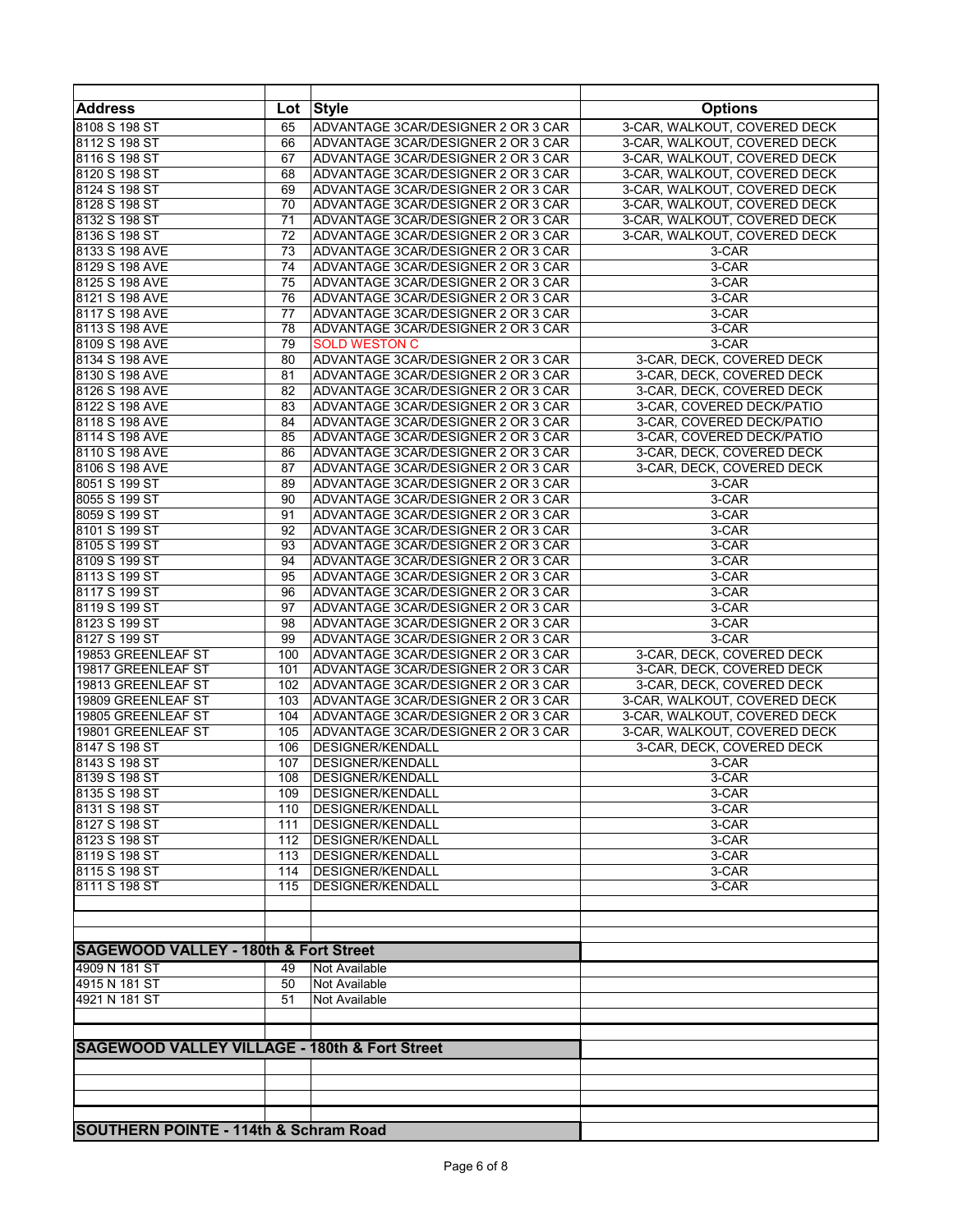| Address | Lot | Style | Options |
|---|---|---|---|
| 8108 S 198 ST | 65 | ADVANTAGE 3CAR/DESIGNER 2 OR 3 CAR | 3-CAR, WALKOUT, COVERED DECK |
| 8112 S 198 ST | 66 | ADVANTAGE 3CAR/DESIGNER 2 OR 3 CAR | 3-CAR, WALKOUT, COVERED DECK |
| 8116 S 198 ST | 67 | ADVANTAGE 3CAR/DESIGNER 2 OR 3 CAR | 3-CAR, WALKOUT, COVERED DECK |
| 8120 S 198 ST | 68 | ADVANTAGE 3CAR/DESIGNER 2 OR 3 CAR | 3-CAR, WALKOUT, COVERED DECK |
| 8124 S 198 ST | 69 | ADVANTAGE 3CAR/DESIGNER 2 OR 3 CAR | 3-CAR, WALKOUT, COVERED DECK |
| 8128 S 198 ST | 70 | ADVANTAGE 3CAR/DESIGNER 2 OR 3 CAR | 3-CAR, WALKOUT, COVERED DECK |
| 8132 S 198 ST | 71 | ADVANTAGE 3CAR/DESIGNER 2 OR 3 CAR | 3-CAR, WALKOUT, COVERED DECK |
| 8136 S 198 ST | 72 | ADVANTAGE 3CAR/DESIGNER 2 OR 3 CAR | 3-CAR, WALKOUT, COVERED DECK |
| 8133 S 198 AVE | 73 | ADVANTAGE 3CAR/DESIGNER 2 OR 3 CAR | 3-CAR |
| 8129 S 198 AVE | 74 | ADVANTAGE 3CAR/DESIGNER 2 OR 3 CAR | 3-CAR |
| 8125 S 198 AVE | 75 | ADVANTAGE 3CAR/DESIGNER 2 OR 3 CAR | 3-CAR |
| 8121 S 198 AVE | 76 | ADVANTAGE 3CAR/DESIGNER 2 OR 3 CAR | 3-CAR |
| 8117 S 198 AVE | 77 | ADVANTAGE 3CAR/DESIGNER 2 OR 3 CAR | 3-CAR |
| 8113 S 198 AVE | 78 | ADVANTAGE 3CAR/DESIGNER 2 OR 3 CAR | 3-CAR |
| 8109 S 198 AVE | 79 | SOLD WESTON C | 3-CAR |
| 8134 S 198 AVE | 80 | ADVANTAGE 3CAR/DESIGNER 2 OR 3 CAR | 3-CAR, DECK, COVERED DECK |
| 8130 S 198 AVE | 81 | ADVANTAGE 3CAR/DESIGNER 2 OR 3 CAR | 3-CAR, DECK, COVERED DECK |
| 8126 S 198 AVE | 82 | ADVANTAGE 3CAR/DESIGNER 2 OR 3 CAR | 3-CAR, DECK, COVERED DECK |
| 8122 S 198 AVE | 83 | ADVANTAGE 3CAR/DESIGNER 2 OR 3 CAR | 3-CAR, COVERED DECK/PATIO |
| 8118 S 198 AVE | 84 | ADVANTAGE 3CAR/DESIGNER 2 OR 3 CAR | 3-CAR, COVERED DECK/PATIO |
| 8114 S 198 AVE | 85 | ADVANTAGE 3CAR/DESIGNER 2 OR 3 CAR | 3-CAR, COVERED DECK/PATIO |
| 8110 S 198 AVE | 86 | ADVANTAGE 3CAR/DESIGNER 2 OR 3 CAR | 3-CAR, DECK, COVERED DECK |
| 8106 S 198 AVE | 87 | ADVANTAGE 3CAR/DESIGNER 2 OR 3 CAR | 3-CAR, DECK, COVERED DECK |
| 8051 S 199 ST | 89 | ADVANTAGE 3CAR/DESIGNER 2 OR 3 CAR | 3-CAR |
| 8055 S 199 ST | 90 | ADVANTAGE 3CAR/DESIGNER 2 OR 3 CAR | 3-CAR |
| 8059 S 199 ST | 91 | ADVANTAGE 3CAR/DESIGNER 2 OR 3 CAR | 3-CAR |
| 8101 S 199 ST | 92 | ADVANTAGE 3CAR/DESIGNER 2 OR 3 CAR | 3-CAR |
| 8105 S 199 ST | 93 | ADVANTAGE 3CAR/DESIGNER 2 OR 3 CAR | 3-CAR |
| 8109 S 199 ST | 94 | ADVANTAGE 3CAR/DESIGNER 2 OR 3 CAR | 3-CAR |
| 8113 S 199 ST | 95 | ADVANTAGE 3CAR/DESIGNER 2 OR 3 CAR | 3-CAR |
| 8117 S 199 ST | 96 | ADVANTAGE 3CAR/DESIGNER 2 OR 3 CAR | 3-CAR |
| 8119 S 199 ST | 97 | ADVANTAGE 3CAR/DESIGNER 2 OR 3 CAR | 3-CAR |
| 8123 S 199 ST | 98 | ADVANTAGE 3CAR/DESIGNER 2 OR 3 CAR | 3-CAR |
| 8127 S 199 ST | 99 | ADVANTAGE 3CAR/DESIGNER 2 OR 3 CAR | 3-CAR |
| 19853 GREENLEAF ST | 100 | ADVANTAGE 3CAR/DESIGNER 2 OR 3 CAR | 3-CAR, DECK, COVERED DECK |
| 19817 GREENLEAF ST | 101 | ADVANTAGE 3CAR/DESIGNER 2 OR 3 CAR | 3-CAR, DECK, COVERED DECK |
| 19813 GREENLEAF ST | 102 | ADVANTAGE 3CAR/DESIGNER 2 OR 3 CAR | 3-CAR, DECK, COVERED DECK |
| 19809 GREENLEAF ST | 103 | ADVANTAGE 3CAR/DESIGNER 2 OR 3 CAR | 3-CAR, WALKOUT, COVERED DECK |
| 19805 GREENLEAF ST | 104 | ADVANTAGE 3CAR/DESIGNER 2 OR 3 CAR | 3-CAR, WALKOUT, COVERED DECK |
| 19801 GREENLEAF ST | 105 | ADVANTAGE 3CAR/DESIGNER 2 OR 3 CAR | 3-CAR, WALKOUT, COVERED DECK |
| 8147 S 198 ST | 106 | DESIGNER/KENDALL | 3-CAR, DECK, COVERED DECK |
| 8143 S 198 ST | 107 | DESIGNER/KENDALL | 3-CAR |
| 8139 S 198 ST | 108 | DESIGNER/KENDALL | 3-CAR |
| 8135 S 198 ST | 109 | DESIGNER/KENDALL | 3-CAR |
| 8131 S 198 ST | 110 | DESIGNER/KENDALL | 3-CAR |
| 8127 S 198 ST | 111 | DESIGNER/KENDALL | 3-CAR |
| 8123 S 198 ST | 112 | DESIGNER/KENDALL | 3-CAR |
| 8119 S 198 ST | 113 | DESIGNER/KENDALL | 3-CAR |
| 8115 S 198 ST | 114 | DESIGNER/KENDALL | 3-CAR |
| 8111 S 198 ST | 115 | DESIGNER/KENDALL | 3-CAR |
| | | | |
| | | | |
| **SAGEWOOD VALLEY - 180th & Fort Street** | | | |
| 4909 N 181 ST | 49 | Not Available | |
| 4915 N 181 ST | 50 | Not Available | |
| 4921 N 181 ST | 51 | Not Available | |
| | | | |
| | | | |
| **SAGEWOOD VALLEY VILLAGE - 180th & Fort Street** | | | |
| | | | |
| | | | |
| | | | |
| | | | |
| **SOUTHERN POINTE - 114th & Schram Road** | | | |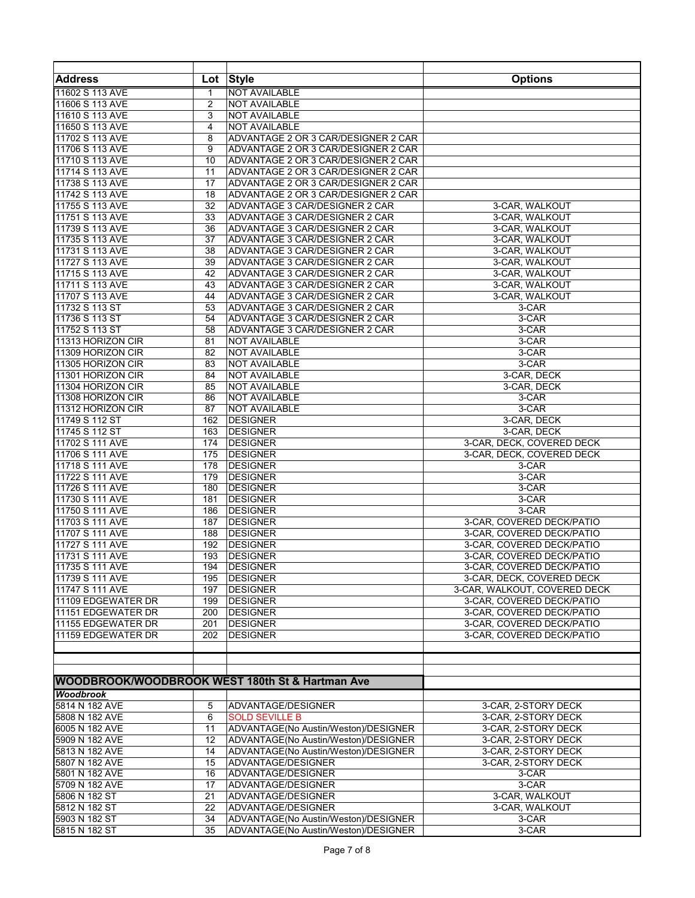| Address | Lot | Style | Options |
|---|---|---|---|
| 11602 S 113 AVE | 1 | NOT AVAILABLE | |
| 11606 S 113 AVE | 2 | NOT AVAILABLE | |
| 11610 S 113 AVE | 3 | NOT AVAILABLE | |
| 11650 S 113 AVE | 4 | NOT AVAILABLE | |
| 11702 S 113 AVE | 8 | ADVANTAGE 2 OR 3 CAR/DESIGNER 2 CAR | |
| 11706 S 113 AVE | 9 | ADVANTAGE 2 OR 3 CAR/DESIGNER 2 CAR | |
| 11710 S 113 AVE | 10 | ADVANTAGE 2 OR 3 CAR/DESIGNER 2 CAR | |
| 11714 S 113 AVE | 11 | ADVANTAGE 2 OR 3 CAR/DESIGNER 2 CAR | |
| 11738 S 113 AVE | 17 | ADVANTAGE 2 OR 3 CAR/DESIGNER 2 CAR | |
| 11742 S 113 AVE | 18 | ADVANTAGE 2 OR 3 CAR/DESIGNER 2 CAR | |
| 11755 S 113 AVE | 32 | ADVANTAGE 3 CAR/DESIGNER 2 CAR | 3-CAR, WALKOUT |
| 11751 S 113 AVE | 33 | ADVANTAGE 3 CAR/DESIGNER 2 CAR | 3-CAR, WALKOUT |
| 11739 S 113 AVE | 36 | ADVANTAGE 3 CAR/DESIGNER 2 CAR | 3-CAR, WALKOUT |
| 11735 S 113 AVE | 37 | ADVANTAGE 3 CAR/DESIGNER 2 CAR | 3-CAR, WALKOUT |
| 11731 S 113 AVE | 38 | ADVANTAGE 3 CAR/DESIGNER 2 CAR | 3-CAR, WALKOUT |
| 11727 S 113 AVE | 39 | ADVANTAGE 3 CAR/DESIGNER 2 CAR | 3-CAR, WALKOUT |
| 11715 S 113 AVE | 42 | ADVANTAGE 3 CAR/DESIGNER 2 CAR | 3-CAR, WALKOUT |
| 11711 S 113 AVE | 43 | ADVANTAGE 3 CAR/DESIGNER 2 CAR | 3-CAR, WALKOUT |
| 11707 S 113 AVE | 44 | ADVANTAGE 3 CAR/DESIGNER 2 CAR | 3-CAR, WALKOUT |
| 11732 S 113 ST | 53 | ADVANTAGE 3 CAR/DESIGNER 2 CAR | 3-CAR |
| 11736 S 113 ST | 54 | ADVANTAGE 3 CAR/DESIGNER 2 CAR | 3-CAR |
| 11752 S 113 ST | 58 | ADVANTAGE 3 CAR/DESIGNER 2 CAR | 3-CAR |
| 11313 HORIZON CIR | 81 | NOT AVAILABLE | 3-CAR |
| 11309 HORIZON CIR | 82 | NOT AVAILABLE | 3-CAR |
| 11305 HORIZON CIR | 83 | NOT AVAILABLE | 3-CAR |
| 11301 HORIZON CIR | 84 | NOT AVAILABLE | 3-CAR, DECK |
| 11304 HORIZON CIR | 85 | NOT AVAILABLE | 3-CAR, DECK |
| 11308 HORIZON CIR | 86 | NOT AVAILABLE | 3-CAR |
| 11312 HORIZON CIR | 87 | NOT AVAILABLE | 3-CAR |
| 11749 S 112 ST | 162 | DESIGNER | 3-CAR, DECK |
| 11745 S 112 ST | 163 | DESIGNER | 3-CAR, DECK |
| 11702 S 111 AVE | 174 | DESIGNER | 3-CAR, DECK, COVERED DECK |
| 11706 S 111 AVE | 175 | DESIGNER | 3-CAR, DECK, COVERED DECK |
| 11718 S 111 AVE | 178 | DESIGNER | 3-CAR |
| 11722 S 111 AVE | 179 | DESIGNER | 3-CAR |
| 11726 S 111 AVE | 180 | DESIGNER | 3-CAR |
| 11730 S 111 AVE | 181 | DESIGNER | 3-CAR |
| 11750 S 111 AVE | 186 | DESIGNER | 3-CAR |
| 11703 S 111 AVE | 187 | DESIGNER | 3-CAR, COVERED DECK/PATIO |
| 11707 S 111 AVE | 188 | DESIGNER | 3-CAR, COVERED DECK/PATIO |
| 11727 S 111 AVE | 192 | DESIGNER | 3-CAR, COVERED DECK/PATIO |
| 11731 S 111 AVE | 193 | DESIGNER | 3-CAR, COVERED DECK/PATIO |
| 11735 S 111 AVE | 194 | DESIGNER | 3-CAR, COVERED DECK/PATIO |
| 11739 S 111 AVE | 195 | DESIGNER | 3-CAR, DECK, COVERED DECK |
| 11747 S 111 AVE | 197 | DESIGNER | 3-CAR, WALKOUT, COVERED DECK |
| 11109 EDGEWATER DR | 199 | DESIGNER | 3-CAR, COVERED DECK/PATIO |
| 11151 EDGEWATER DR | 200 | DESIGNER | 3-CAR, COVERED DECK/PATIO |
| 11155 EDGEWATER DR | 201 | DESIGNER | 3-CAR, COVERED DECK/PATIO |
| 11159 EDGEWATER DR | 202 | DESIGNER | 3-CAR, COVERED DECK/PATIO |

## WOODBROOK/WOODBROOK WEST 180th St & Hartman Ave

| Address | Lot | Style | Options |
|---|---|---|---|
| ***Woodbrook*** | | | |
| 5814 N 182 AVE | 5 | ADVANTAGE/DESIGNER | 3-CAR, 2-STORY DECK |
| 5808 N 182 AVE | 6 | SOLD SEVILLE B | 3-CAR, 2-STORY DECK |
| 6005 N 182 AVE | 11 | ADVANTAGE(No Austin/Weston)/DESIGNER | 3-CAR, 2-STORY DECK |
| 5909 N 182 AVE | 12 | ADVANTAGE(No Austin/Weston)/DESIGNER | 3-CAR, 2-STORY DECK |
| 5813 N 182 AVE | 14 | ADVANTAGE(No Austin/Weston)/DESIGNER | 3-CAR, 2-STORY DECK |
| 5807 N 182 AVE | 15 | ADVANTAGE/DESIGNER | 3-CAR, 2-STORY DECK |
| 5801 N 182 AVE | 16 | ADVANTAGE/DESIGNER | 3-CAR |
| 5709 N 182 AVE | 17 | ADVANTAGE/DESIGNER | 3-CAR |
| 5806 N 182 ST | 21 | ADVANTAGE/DESIGNER | 3-CAR, WALKOUT |
| 5812 N 182 ST | 22 | ADVANTAGE/DESIGNER | 3-CAR, WALKOUT |
| 5903 N 182 ST | 34 | ADVANTAGE(No Austin/Weston)/DESIGNER | 3-CAR |
| 5815 N 182 ST | 35 | ADVANTAGE(No Austin/Weston)/DESIGNER | 3-CAR |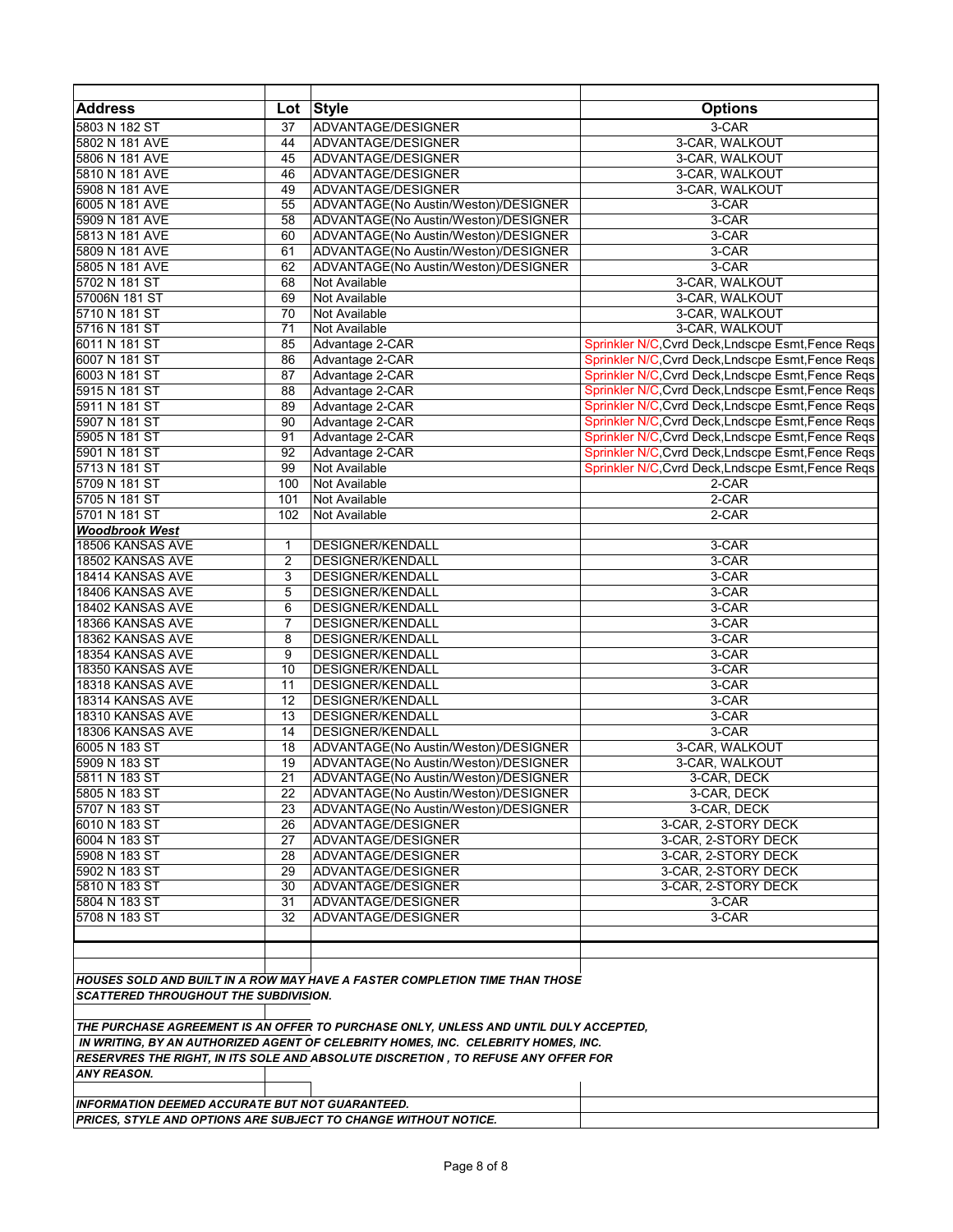| Address | Lot | Style | Options |
|---|---|---|---|
| 5803 N 182 ST | 37 | ADVANTAGE/DESIGNER | 3-CAR |
| 5802 N 181 AVE | 44 | ADVANTAGE/DESIGNER | 3-CAR, WALKOUT |
| 5806 N 181 AVE | 45 | ADVANTAGE/DESIGNER | 3-CAR, WALKOUT |
| 5810 N 181 AVE | 46 | ADVANTAGE/DESIGNER | 3-CAR, WALKOUT |
| 5908 N 181 AVE | 49 | ADVANTAGE/DESIGNER | 3-CAR, WALKOUT |
| 6005 N 181 AVE | 55 | ADVANTAGE(No Austin/Weston)/DESIGNER | 3-CAR |
| 5909 N 181 AVE | 58 | ADVANTAGE(No Austin/Weston)/DESIGNER | 3-CAR |
| 5813 N 181 AVE | 60 | ADVANTAGE(No Austin/Weston)/DESIGNER | 3-CAR |
| 5809 N 181 AVE | 61 | ADVANTAGE(No Austin/Weston)/DESIGNER | 3-CAR |
| 5805 N 181 AVE | 62 | ADVANTAGE(No Austin/Weston)/DESIGNER | 3-CAR |
| 5702 N 181 ST | 68 | Not Available | 3-CAR, WALKOUT |
| 57006N 181 ST | 69 | Not Available | 3-CAR, WALKOUT |
| 5710 N 181 ST | 70 | Not Available | 3-CAR, WALKOUT |
| 5716 N 181 ST | 71 | Not Available | 3-CAR, WALKOUT |
| 6011 N 181 ST | 85 | Advantage 2-CAR | Sprinkler N/C,Cvrd Deck,Lndscpe Esmt,Fence Reqs |
| 6007 N 181 ST | 86 | Advantage 2-CAR | Sprinkler N/C,Cvrd Deck,Lndscpe Esmt,Fence Reqs |
| 6003 N 181 ST | 87 | Advantage 2-CAR | Sprinkler N/C,Cvrd Deck,Lndscpe Esmt,Fence Reqs |
| 5915 N 181 ST | 88 | Advantage 2-CAR | Sprinkler N/C,Cvrd Deck,Lndscpe Esmt,Fence Reqs |
| 5911 N 181 ST | 89 | Advantage 2-CAR | Sprinkler N/C,Cvrd Deck,Lndscpe Esmt,Fence Reqs |
| 5907 N 181 ST | 90 | Advantage 2-CAR | Sprinkler N/C,Cvrd Deck,Lndscpe Esmt,Fence Reqs |
| 5905 N 181 ST | 91 | Advantage 2-CAR | Sprinkler N/C,Cvrd Deck,Lndscpe Esmt,Fence Reqs |
| 5901 N 181 ST | 92 | Advantage 2-CAR | Sprinkler N/C,Cvrd Deck,Lndscpe Esmt,Fence Reqs |
| 5713 N 181 ST | 99 | Not Available | Sprinkler N/C,Cvrd Deck,Lndscpe Esmt,Fence Reqs |
| 5709 N 181 ST | 100 | Not Available | 2-CAR |
| 5705 N 181 ST | 101 | Not Available | 2-CAR |
| 5701 N 181 ST | 102 | Not Available | 2-CAR |
| ***Woodbrook West*** | | | |
| 18506 KANSAS AVE | 1 | DESIGNER/KENDALL | 3-CAR |
| 18502 KANSAS AVE | 2 | DESIGNER/KENDALL | 3-CAR |
| 18414 KANSAS AVE | 3 | DESIGNER/KENDALL | 3-CAR |
| 18406 KANSAS AVE | 5 | DESIGNER/KENDALL | 3-CAR |
| 18402 KANSAS AVE | 6 | DESIGNER/KENDALL | 3-CAR |
| 18366 KANSAS AVE | 7 | DESIGNER/KENDALL | 3-CAR |
| 18362 KANSAS AVE | 8 | DESIGNER/KENDALL | 3-CAR |
| 18354 KANSAS AVE | 9 | DESIGNER/KENDALL | 3-CAR |
| 18350 KANSAS AVE | 10 | DESIGNER/KENDALL | 3-CAR |
| 18318 KANSAS AVE | 11 | DESIGNER/KENDALL | 3-CAR |
| 18314 KANSAS AVE | 12 | DESIGNER/KENDALL | 3-CAR |
| 18310 KANSAS AVE | 13 | DESIGNER/KENDALL | 3-CAR |
| 18306 KANSAS AVE | 14 | DESIGNER/KENDALL | 3-CAR |
| 6005 N 183 ST | 18 | ADVANTAGE(No Austin/Weston)/DESIGNER | 3-CAR, WALKOUT |
| 5909 N 183 ST | 19 | ADVANTAGE(No Austin/Weston)/DESIGNER | 3-CAR, WALKOUT |
| 5811 N 183 ST | 21 | ADVANTAGE(No Austin/Weston)/DESIGNER | 3-CAR, DECK |
| 5805 N 183 ST | 22 | ADVANTAGE(No Austin/Weston)/DESIGNER | 3-CAR, DECK |
| 5707 N 183 ST | 23 | ADVANTAGE(No Austin/Weston)/DESIGNER | 3-CAR, DECK |
| 6010 N 183 ST | 26 | ADVANTAGE/DESIGNER | 3-CAR, 2-STORY DECK |
| 6004 N 183 ST | 27 | ADVANTAGE/DESIGNER | 3-CAR, 2-STORY DECK |
| 5908 N 183 ST | 28 | ADVANTAGE/DESIGNER | 3-CAR, 2-STORY DECK |
| 5902 N 183 ST | 29 | ADVANTAGE/DESIGNER | 3-CAR, 2-STORY DECK |
| 5810 N 183 ST | 30 | ADVANTAGE/DESIGNER | 3-CAR, 2-STORY DECK |
| 5804 N 183 ST | 31 | ADVANTAGE/DESIGNER | 3-CAR |
| 5708 N 183 ST | 32 | ADVANTAGE/DESIGNER | 3-CAR |

***HOUSES SOLD AND BUILT IN A ROW MAY HAVE A FASTER COMPLETION TIME THAN THOSE SCATTERED THROUGHOUT THE SUBDIVISION.***

***THE PURCHASE AGREEMENT IS AN OFFER TO PURCHASE ONLY, UNLESS AND UNTIL DULY ACCEPTED, IN WRITING, BY AN AUTHORIZED AGENT OF CELEBRITY HOMES, INC. CELEBRITY HOMES, INC. RESERVRES THE RIGHT, IN ITS SOLE AND ABSOLUTE DISCRETION , TO REFUSE ANY OFFER FOR ANY REASON.***

***INFORMATION DEEMED ACCURATE BUT NOT GUARANTEED.***

***PRICES, STYLE AND OPTIONS ARE SUBJECT TO CHANGE WITHOUT NOTICE.***